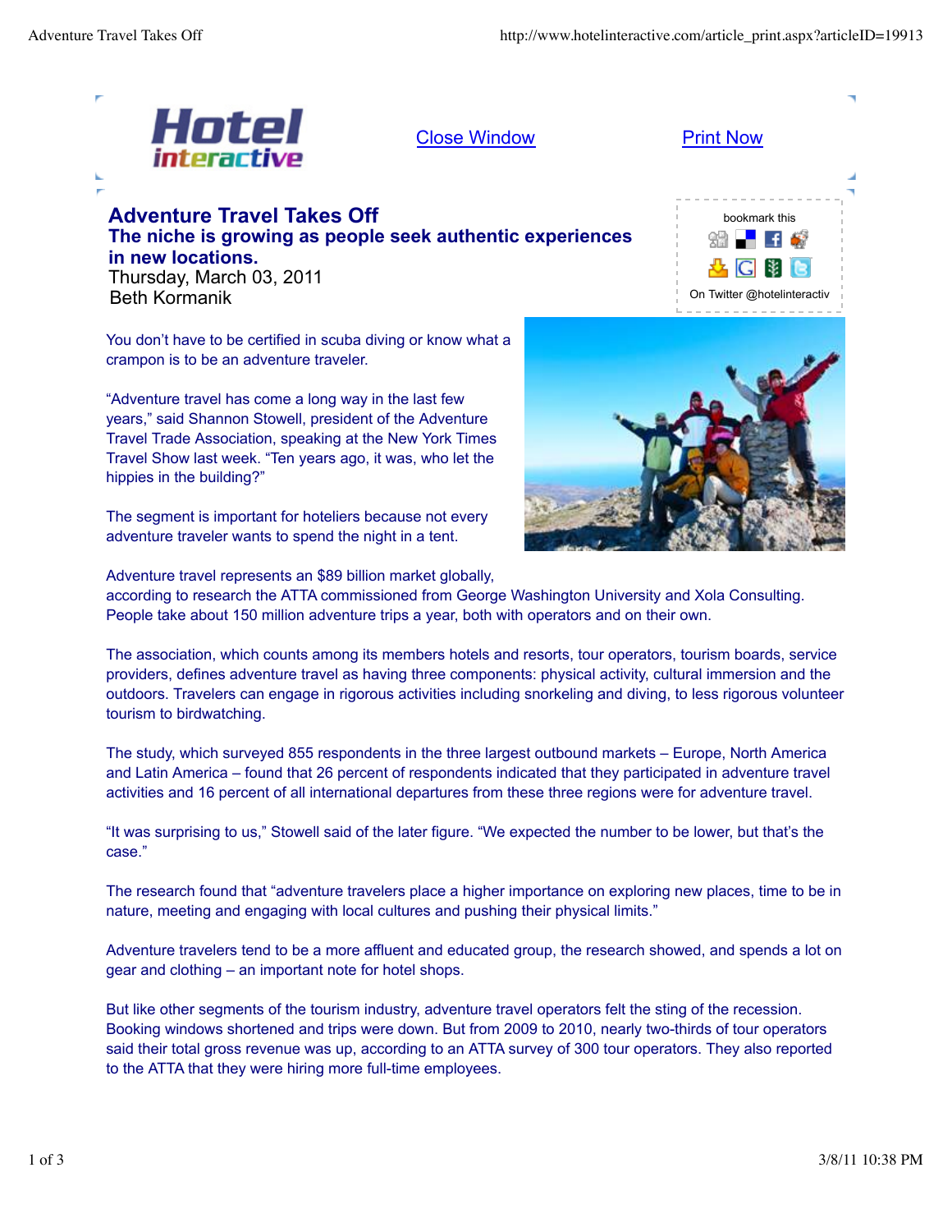# Adventure Travel Takes Off

## The niche is growing as people seek authentic experiences in new locations.

Thursday, March 03, 2011
Beth Kormanik

You don't have to be certified in scuba diving or know what a crampon is to be an adventure traveler.

"Adventure travel has come a long way in the last few years," said Shannon Stowell, president of the Adventure Travel Trade Association, speaking at the New York Times Travel Show last week. "Ten years ago, it was, who let the hippies in the building?"

The segment is important for hoteliers because not every adventure traveler wants to spend the night in a tent.

Adventure travel represents an $89 billion market globally, according to research the ATTA commissioned from George Washington University and Xola Consulting. People take about 150 million adventure trips a year, both with operators and on their own.

The association, which counts among its members hotels and resorts, tour operators, tourism boards, service providers, defines adventure travel as having three components: physical activity, cultural immersion and the outdoors. Travelers can engage in rigorous activities including snorkeling and diving, to less rigorous volunteer tourism to birdwatching.

The study, which surveyed 855 respondents in the three largest outbound markets – Europe, North America and Latin America – found that 26 percent of respondents indicated that they participated in adventure travel activities and 16 percent of all international departures from these three regions were for adventure travel.

"It was surprising to us," Stowell said of the later figure. "We expected the number to be lower, but that's the case."

The research found that "adventure travelers place a higher importance on exploring new places, time to be in nature, meeting and engaging with local cultures and pushing their physical limits."

Adventure travelers tend to be a more affluent and educated group, the research showed, and spends a lot on gear and clothing – an important note for hotel shops.

But like other segments of the tourism industry, adventure travel operators felt the sting of the recession. Booking windows shortened and trips were down. But from 2009 to 2010, nearly two-thirds of tour operators said their total gross revenue was up, according to an ATTA survey of 300 tour operators. They also reported to the ATTA that they were hiring more full-time employees.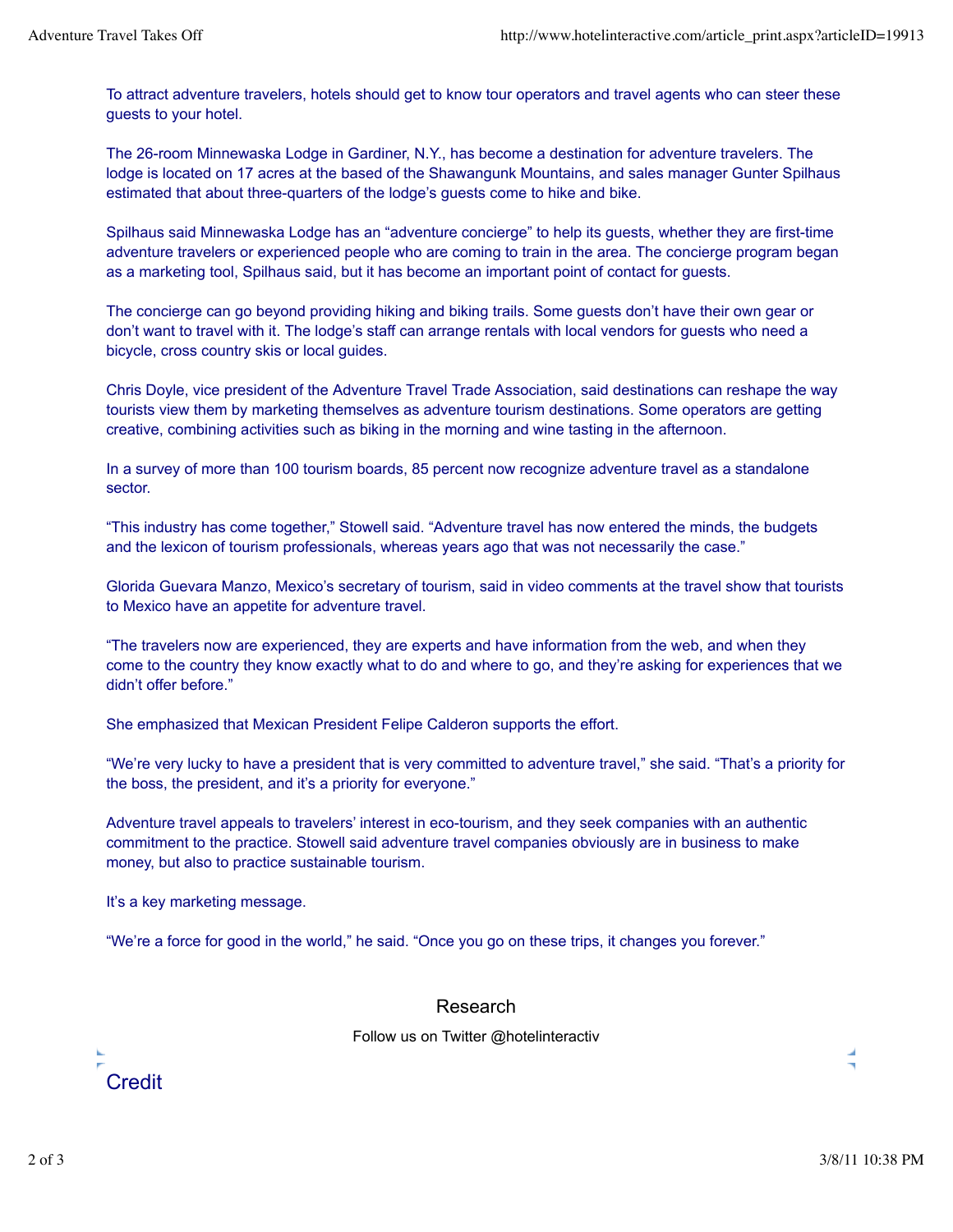To attract adventure travelers, hotels should get to know tour operators and travel agents who can steer these guests to your hotel.

The 26-room Minnewaska Lodge in Gardiner, N.Y., has become a destination for adventure travelers. The lodge is located on 17 acres at the based of the Shawangunk Mountains, and sales manager Gunter Spilhaus estimated that about three-quarters of the lodge's guests come to hike and bike.

Spilhaus said Minnewaska Lodge has an "adventure concierge" to help its guests, whether they are first-time adventure travelers or experienced people who are coming to train in the area. The concierge program began as a marketing tool, Spilhaus said, but it has become an important point of contact for guests.

The concierge can go beyond providing hiking and biking trails. Some guests don't have their own gear or don't want to travel with it. The lodge's staff can arrange rentals with local vendors for guests who need a bicycle, cross country skis or local guides.

Chris Doyle, vice president of the Adventure Travel Trade Association, said destinations can reshape the way tourists view them by marketing themselves as adventure tourism destinations. Some operators are getting creative, combining activities such as biking in the morning and wine tasting in the afternoon.

In a survey of more than 100 tourism boards, 85 percent now recognize adventure travel as a standalone sector.

"This industry has come together," Stowell said. "Adventure travel has now entered the minds, the budgets and the lexicon of tourism professionals, whereas years ago that was not necessarily the case."

Glorida Guevara Manzo, Mexico's secretary of tourism, said in video comments at the travel show that tourists to Mexico have an appetite for adventure travel.

"The travelers now are experienced, they are experts and have information from the web, and when they come to the country they know exactly what to do and where to go, and they're asking for experiences that we didn't offer before."

She emphasized that Mexican President Felipe Calderon supports the effort.

"We're very lucky to have a president that is very committed to adventure travel," she said. "That's a priority for the boss, the president, and it's a priority for everyone."

Adventure travel appeals to travelers' interest in eco-tourism, and they seek companies with an authentic commitment to the practice. Stowell said adventure travel companies obviously are in business to make money, but also to practice sustainable tourism.

It's a key marketing message.

"We're a force for good in the world," he said. "Once you go on these trips, it changes you forever."

Research

Follow us on Twitter @hotelinteractiv

Credit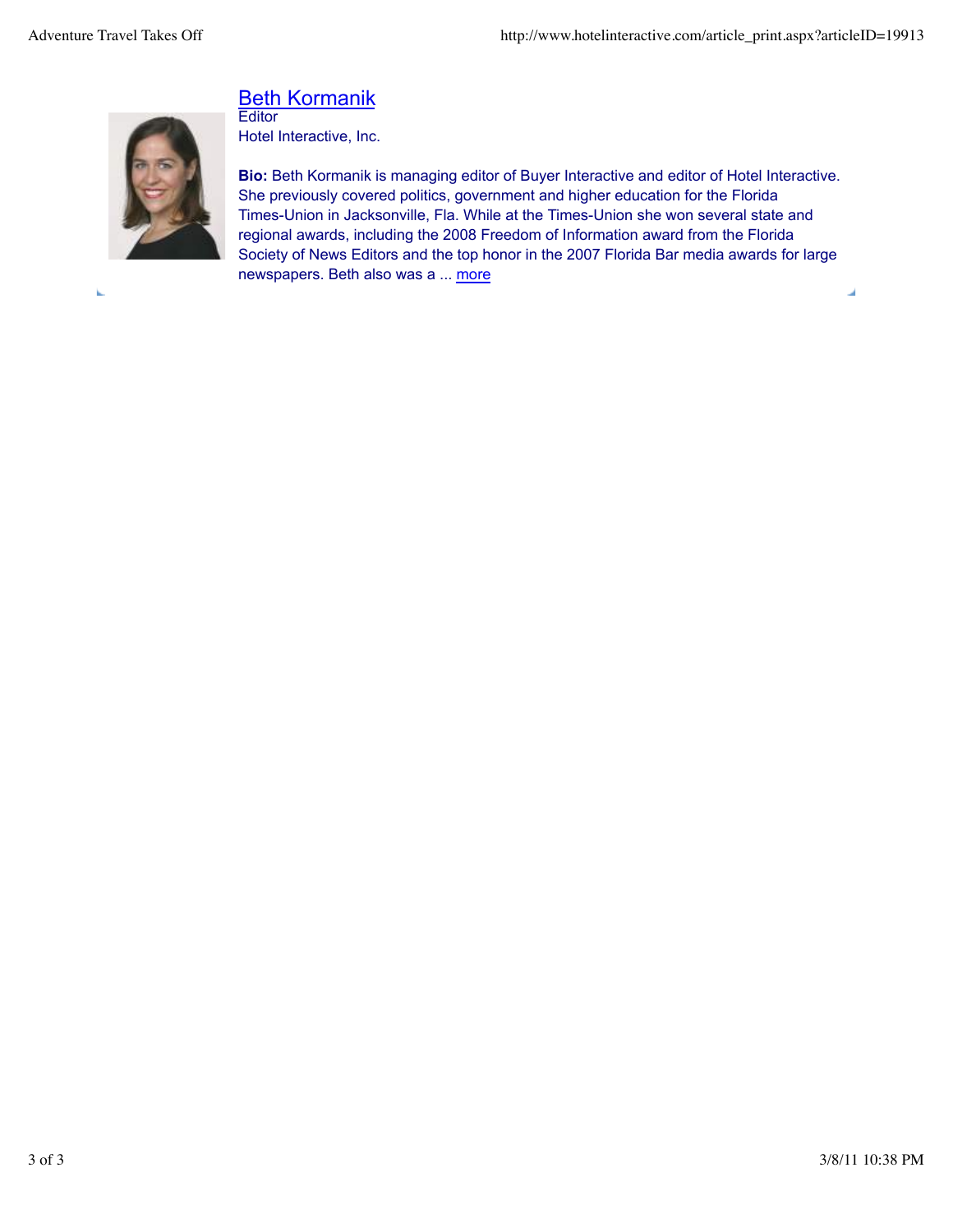[Beth Kormanik]

Editor
Hotel Interactive, Inc.

**Bio:** Beth Kormanik is managing editor of Buyer Interactive and editor of Hotel Interactive. She previously covered politics, government and higher education for the Florida Times-Union in Jacksonville, Fla. While at the Times-Union she won several state and regional awards, including the 2008 Freedom of Information award from the Florida Society of News Editors and the top honor in the 2007 Florida Bar media awards for large newspapers. Beth also was a ... more